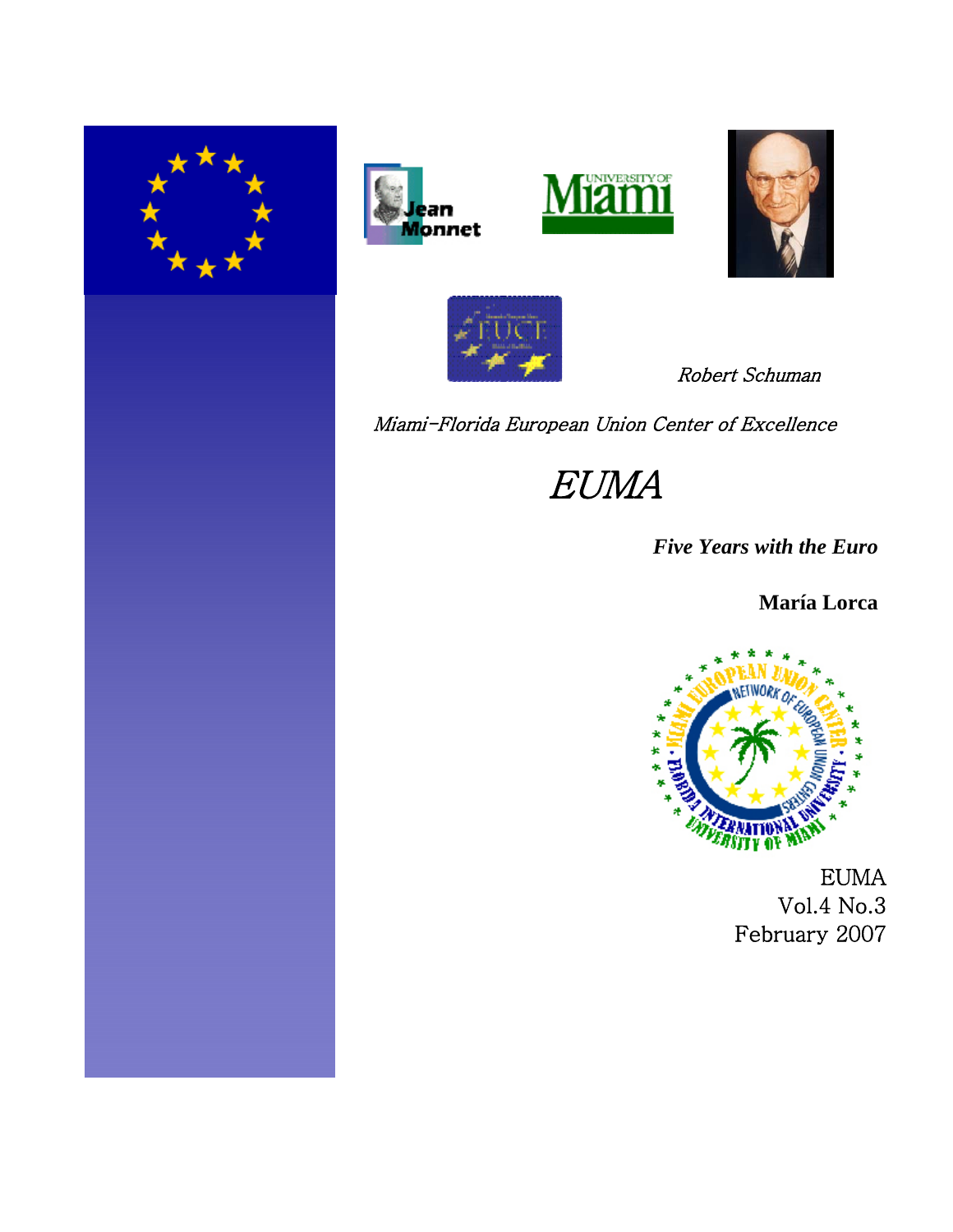Robert Schuman

*Miami-Florida European Union Center of Excellence*

# *EUMA*

***Five Years with the Euro***

**María Lorca**

EUMA
Vol.4 No.3
February 2007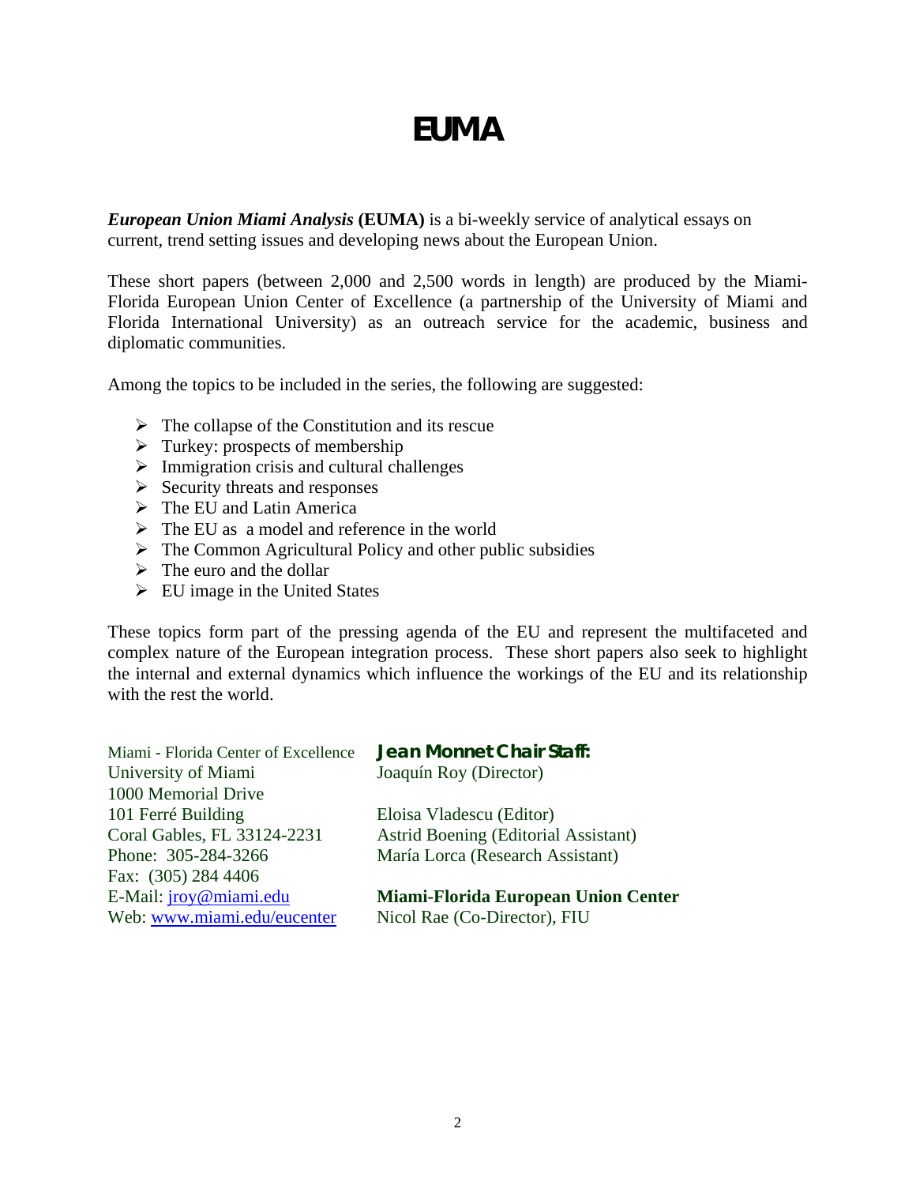# EUMA

***European Union Miami Analysis* (EUMA)** is a bi-weekly service of analytical essays on current, trend setting issues and developing news about the European Union.

These short papers (between 2,000 and 2,500 words in length) are produced by the Miami-Florida European Union Center of Excellence (a partnership of the University of Miami and Florida International University) as an outreach service for the academic, business and diplomatic communities.

Among the topics to be included in the series, the following are suggested:

- The collapse of the Constitution and its rescue
- Turkey: prospects of membership
- Immigration crisis and cultural challenges
- Security threats and responses
- The EU and Latin America
- The EU as a model and reference in the world
- The Common Agricultural Policy and other public subsidies
- The euro and the dollar
- EU image in the United States

These topics form part of the pressing agenda of the EU and represent the multifaceted and complex nature of the European integration process. These short papers also seek to highlight the internal and external dynamics which influence the workings of the EU and its relationship with the rest the world.

Miami - Florida Center of Excellence
University of Miami
1000 Memorial Drive
101 Ferré Building
Coral Gables, FL 33124-2231
Phone: 305-284-3266
Fax: (305) 284 4406
E-Mail: jroy@miami.edu
Web: www.miami.edu/eucenter

**Jean Monnet Chair Staff:**
Joaquín Roy (Director)

Eloisa Vladescu (Editor)
Astrid Boening (Editorial Assistant)
María Lorca (Research Assistant)

**Miami-Florida European Union Center**
Nicol Rae (Co-Director), FIU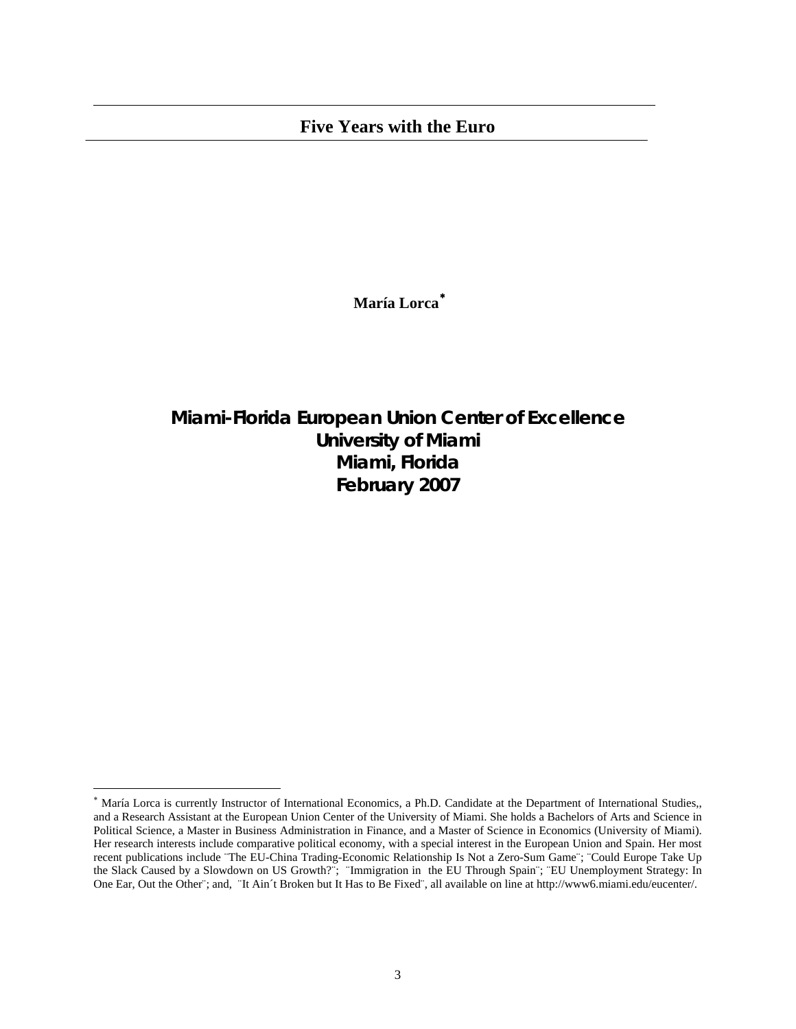# Five Years with the Euro

**María Lorca***

**Miami-Florida European Union Center of Excellence**
**University of Miami**
**Miami, Florida**
**February 2007**

---

* María Lorca is currently Instructor of International Economics, a Ph.D. Candidate at the Department of International Studies,, and a Research Assistant at the European Union Center of the University of Miami. She holds a Bachelors of Arts and Science in Political Science, a Master in Business Administration in Finance, and a Master of Science in Economics (University of Miami). Her research interests include comparative political economy, with a special interest in the European Union and Spain. Her most recent publications include ¨The EU-China Trading-Economic Relationship Is Not a Zero-Sum Game¨; ¨Could Europe Take Up the Slack Caused by a Slowdown on US Growth?¨; ¨Immigration in the EU Through Spain¨; ¨EU Unemployment Strategy: In One Ear, Out the Other¨; and, ¨It Ain´t Broken but It Has to Be Fixed¨, all available on line at http://www6.miami.edu/eucenter/.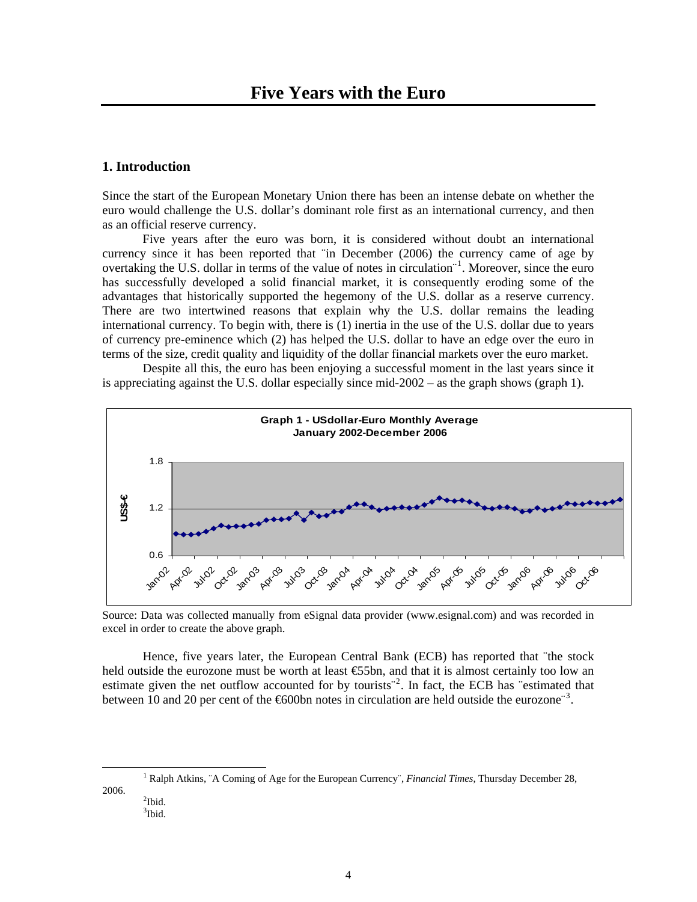# Five Years with the Euro

## 1. Introduction

Since the start of the European Monetary Union there has been an intense debate on whether the euro would challenge the U.S. dollar's dominant role first as an international currency, and then as an official reserve currency.

Five years after the euro was born, it is considered without doubt an international currency since it has been reported that ¨in December (2006) the currency came of age by overtaking the U.S. dollar in terms of the value of notes in circulation¨[1]. Moreover, since the euro has successfully developed a solid financial market, it is consequently eroding some of the advantages that historically supported the hegemony of the U.S. dollar as a reserve currency. There are two intertwined reasons that explain why the U.S. dollar remains the leading international currency. To begin with, there is (1) inertia in the use of the U.S. dollar due to years of currency pre-eminence which (2) has helped the U.S. dollar to have an edge over the euro in terms of the size, credit quality and liquidity of the dollar financial markets over the euro market.

Despite all this, the euro has been enjoying a successful moment in the last years since it is appreciating against the U.S. dollar especially since mid-2002 – as the graph shows (graph 1).

**Graph 1 - USdollar-Euro Monthly Average**
**January 2002-December 2006**

Source: Data was collected manually from eSignal data provider (www.esignal.com) and was recorded in excel in order to create the above graph.

Hence, five years later, the European Central Bank (ECB) has reported that ¨the stock held outside the eurozone must be worth at least €55bn, and that it is almost certainly too low an estimate given the net outflow accounted for by tourists¨[2]. In fact, the ECB has ¨estimated that between 10 and 20 per cent of the €600bn notes in circulation are held outside the eurozone¨[3].

---

[1] Ralph Atkins, ¨A Coming of Age for the European Currency¨, *Financial Times*, Thursday December 28, 2006.

[2] Ibid.

[3] Ibid.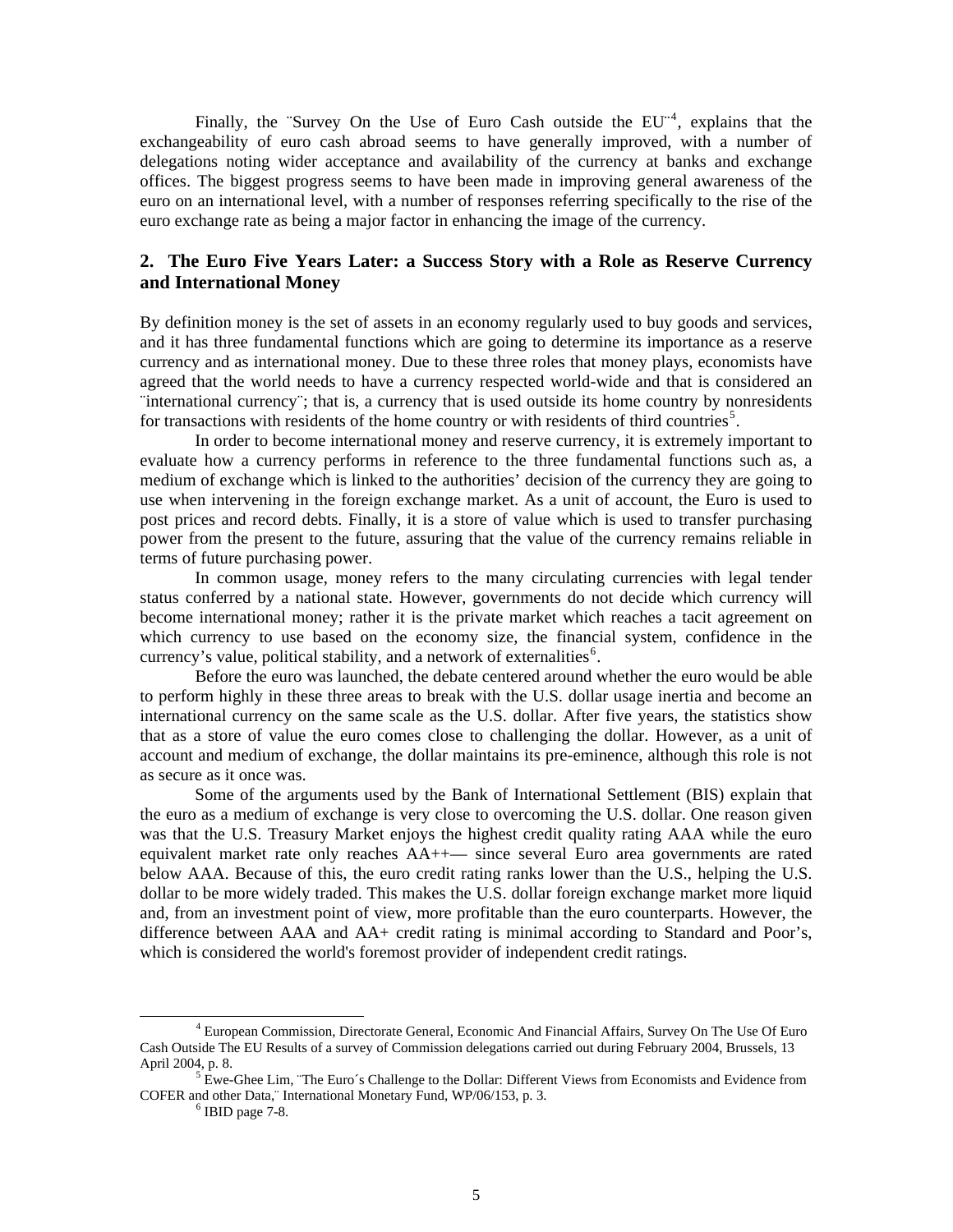Finally, the ¨Survey On the Use of Euro Cash outside the EU¨[4], explains that the exchangeability of euro cash abroad seems to have generally improved, with a number of delegations noting wider acceptance and availability of the currency at banks and exchange offices. The biggest progress seems to have been made in improving general awareness of the euro on an international level, with a number of responses referring specifically to the rise of the euro exchange rate as being a major factor in enhancing the image of the currency.

## 2. The Euro Five Years Later: a Success Story with a Role as Reserve Currency and International Money

By definition money is the set of assets in an economy regularly used to buy goods and services, and it has three fundamental functions which are going to determine its importance as a reserve currency and as international money. Due to these three roles that money plays, economists have agreed that the world needs to have a currency respected world-wide and that is considered an ¨international currency¨; that is, a currency that is used outside its home country by nonresidents for transactions with residents of the home country or with residents of third countries[5].

In order to become international money and reserve currency, it is extremely important to evaluate how a currency performs in reference to the three fundamental functions such as, a medium of exchange which is linked to the authorities' decision of the currency they are going to use when intervening in the foreign exchange market. As a unit of account, the Euro is used to post prices and record debts. Finally, it is a store of value which is used to transfer purchasing power from the present to the future, assuring that the value of the currency remains reliable in terms of future purchasing power.

In common usage, money refers to the many circulating currencies with legal tender status conferred by a national state. However, governments do not decide which currency will become international money; rather it is the private market which reaches a tacit agreement on which currency to use based on the economy size, the financial system, confidence in the currency's value, political stability, and a network of externalities[6].

Before the euro was launched, the debate centered around whether the euro would be able to perform highly in these three areas to break with the U.S. dollar usage inertia and become an international currency on the same scale as the U.S. dollar. After five years, the statistics show that as a store of value the euro comes close to challenging the dollar. However, as a unit of account and medium of exchange, the dollar maintains its pre-eminence, although this role is not as secure as it once was.

Some of the arguments used by the Bank of International Settlement (BIS) explain that the euro as a medium of exchange is very close to overcoming the U.S. dollar. One reason given was that the U.S. Treasury Market enjoys the highest credit quality rating AAA while the euro equivalent market rate only reaches AA++— since several Euro area governments are rated below AAA. Because of this, the euro credit rating ranks lower than the U.S., helping the U.S. dollar to be more widely traded. This makes the U.S. dollar foreign exchange market more liquid and, from an investment point of view, more profitable than the euro counterparts. However, the difference between AAA and AA+ credit rating is minimal according to Standard and Poor's, which is considered the world's foremost provider of independent credit ratings.

---

[4] European Commission, Directorate General, Economic And Financial Affairs, Survey On The Use Of Euro Cash Outside The EU Results of a survey of Commission delegations carried out during February 2004, Brussels, 13 April 2004, p. 8.

[5] Ewe-Ghee Lim, ¨The Euro´s Challenge to the Dollar: Different Views from Economists and Evidence from COFER and other Data,¨ International Monetary Fund, WP/06/153, p. 3.

[6] IBID page 7-8.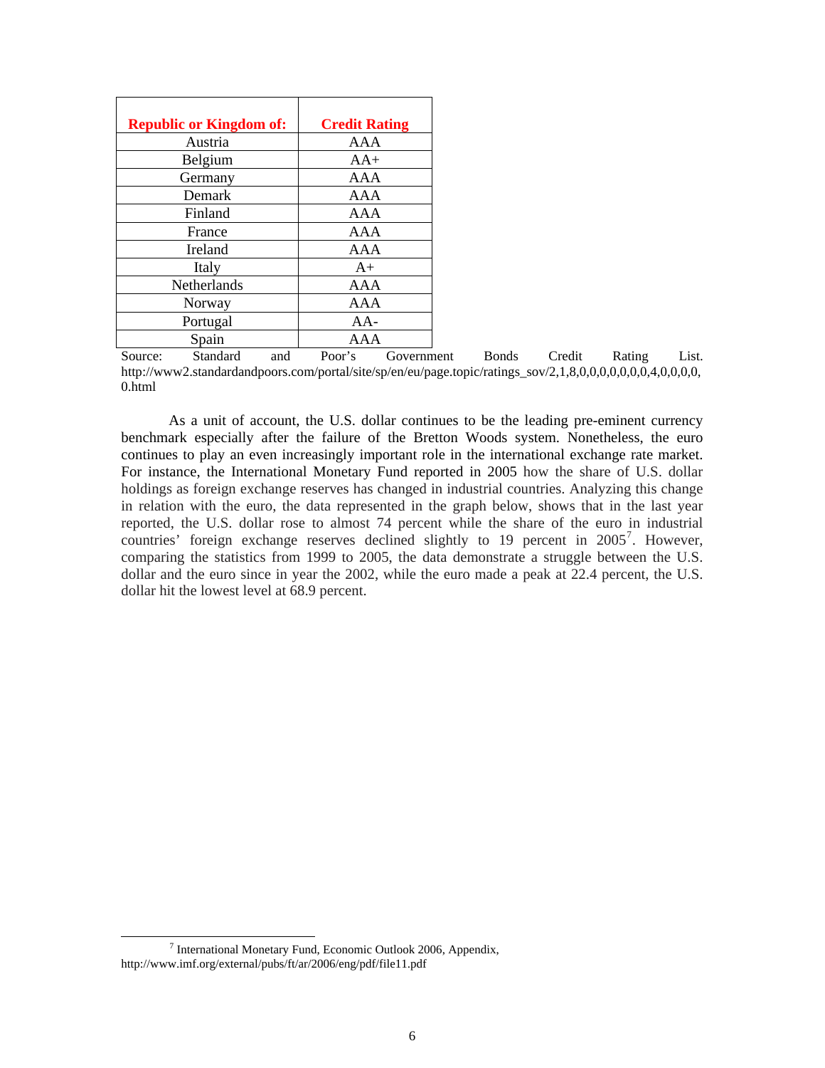| Republic or Kingdom of: | Credit Rating |
|---|---|
| Austria | AAA |
| Belgium | AA+ |
| Germany | AAA |
| Demark | AAA |
| Finland | AAA |
| France | AAA |
| Ireland | AAA |
| Italy | A+ |
| Netherlands | AAA |
| Norway | AAA |
| Portugal | AA- |
| Spain | AAA |

Source: Standard and Poor's Government Bonds Credit Rating List. http://www2.standardandpoors.com/portal/site/sp/en/eu/page.topic/ratings_sov/2,1,8,0,0,0,0,0,0,0,0,4,0,0,0,0,0.html

As a unit of account, the U.S. dollar continues to be the leading pre-eminent currency benchmark especially after the failure of the Bretton Woods system. Nonetheless, the euro continues to play an even increasingly important role in the international exchange rate market. For instance, the International Monetary Fund reported in 2005 how the share of U.S. dollar holdings as foreign exchange reserves has changed in industrial countries. Analyzing this change in relation with the euro, the data represented in the graph below, shows that in the last year reported, the U.S. dollar rose to almost 74 percent while the share of the euro in industrial countries' foreign exchange reserves declined slightly to 19 percent in 2005[7]. However, comparing the statistics from 1999 to 2005, the data demonstrate a struggle between the U.S. dollar and the euro since in year the 2002, while the euro made a peak at 22.4 percent, the U.S. dollar hit the lowest level at 68.9 percent.

[7] International Monetary Fund, Economic Outlook 2006, Appendix, http://www.imf.org/external/pubs/ft/ar/2006/eng/pdf/file11.pdf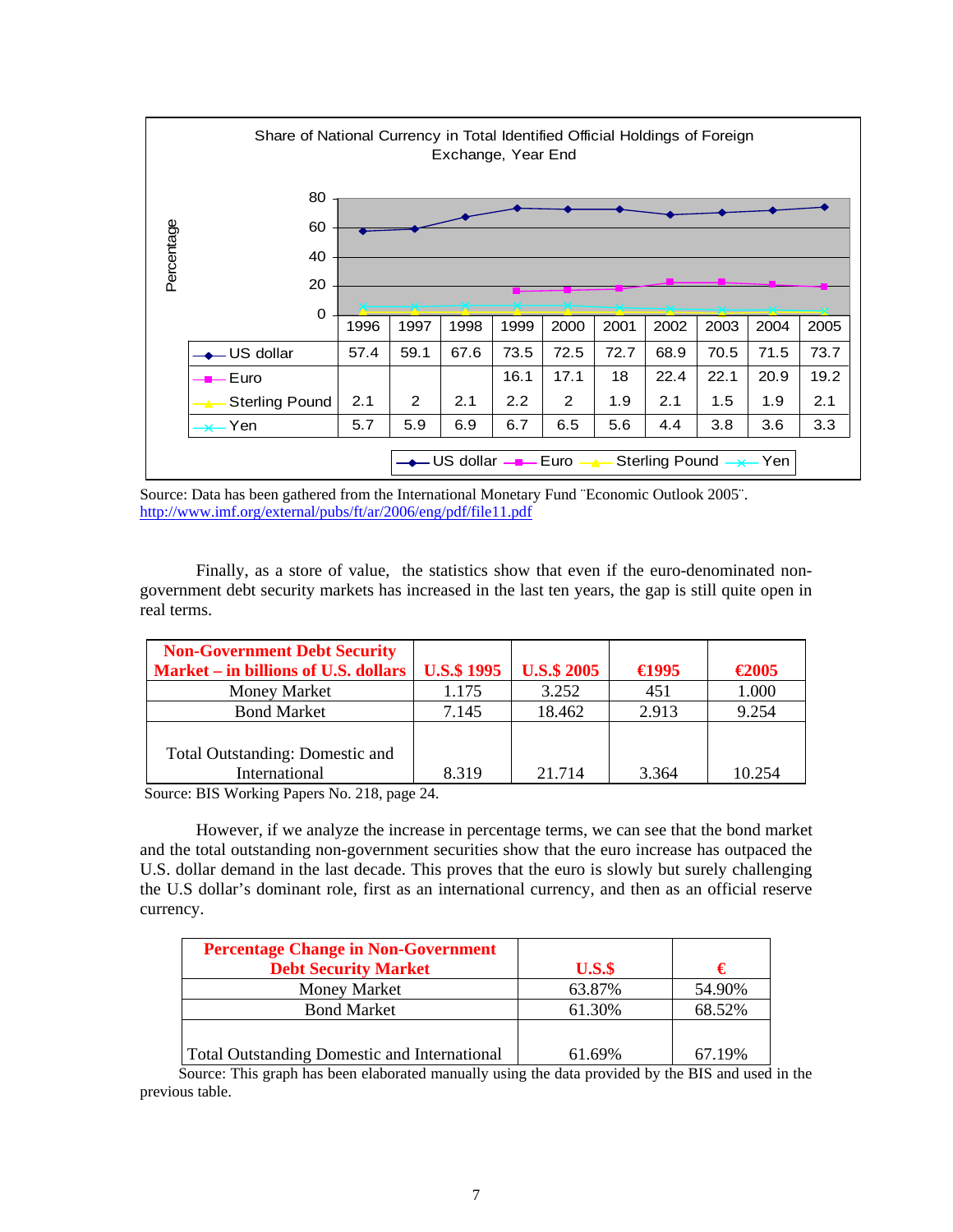Share of National Currency in Total Identified Official Holdings of Foreign Exchange, Year End

| | 1996 | 1997 | 1998 | 1999 | 2000 | 2001 | 2002 | 2003 | 2004 | 2005 |
|---|---|---|---|---|---|---|---|---|---|---|
| US dollar | 57.4 | 59.1 | 67.6 | 73.5 | 72.5 | 72.7 | 68.9 | 70.5 | 71.5 | 73.7 |
| Euro | | | | 16.1 | 17.1 | 18 | 22.4 | 22.1 | 20.9 | 19.2 |
| Sterling Pound | 2.1 | 2 | 2.1 | 2.2 | 2 | 1.9 | 2.1 | 1.5 | 1.9 | 2.1 |
| Yen | 5.7 | 5.9 | 6.9 | 6.7 | 6.5 | 5.6 | 4.4 | 3.8 | 3.6 | 3.3 |

Source: Data has been gathered from the International Monetary Fund ¨Economic Outlook 2005¨. http://www.imf.org/external/pubs/ft/ar/2006/eng/pdf/file11.pdf

Finally, as a store of value, the statistics show that even if the euro-denominated non-government debt security markets has increased in the last ten years, the gap is still quite open in real terms.

| Non-Government Debt Security Market – in billions of U.S. dollars | U.S.$ 1995 | U.S.$ 2005 | €1995 | €2005 |
|---|---|---|---|---|
| Money Market | 1.175 | 3.252 | 451 | 1.000 |
| Bond Market | 7.145 | 18.462 | 2.913 | 9.254 |
| Total Outstanding: Domestic and International | 8.319 | 21.714 | 3.364 | 10.254 |

Source: BIS Working Papers No. 218, page 24.

However, if we analyze the increase in percentage terms, we can see that the bond market and the total outstanding non-government securities show that the euro increase has outpaced the U.S. dollar demand in the last decade. This proves that the euro is slowly but surely challenging the U.S dollar's dominant role, first as an international currency, and then as an official reserve currency.

| Percentage Change in Non-Government Debt Security Market | U.S.$ | € |
|---|---|---|
| Money Market | 63.87% | 54.90% |
| Bond Market | 61.30% | 68.52% |
| Total Outstanding Domestic and International | 61.69% | 67.19% |

Source: This graph has been elaborated manually using the data provided by the BIS and used in the previous table.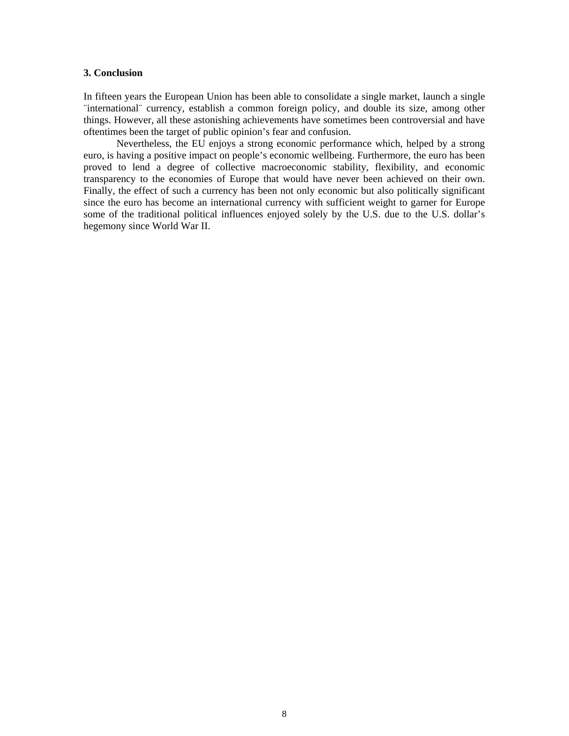### 3. Conclusion

In fifteen years the European Union has been able to consolidate a single market, launch a single ¨international¨ currency, establish a common foreign policy, and double its size, among other things. However, all these astonishing achievements have sometimes been controversial and have oftentimes been the target of public opinion's fear and confusion.

Nevertheless, the EU enjoys a strong economic performance which, helped by a strong euro, is having a positive impact on people's economic wellbeing. Furthermore, the euro has been proved to lend a degree of collective macroeconomic stability, flexibility, and economic transparency to the economies of Europe that would have never been achieved on their own. Finally, the effect of such a currency has been not only economic but also politically significant since the euro has become an international currency with sufficient weight to garner for Europe some of the traditional political influences enjoyed solely by the U.S. due to the U.S. dollar's hegemony since World War II.